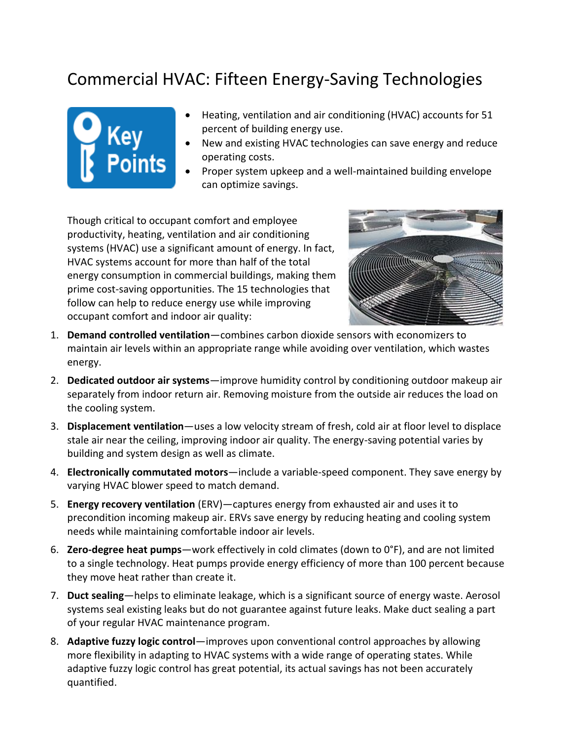# Commercial HVAC: Fifteen Energy-Saving Technologies

**Key Points**

- Heating, ventilation and air conditioning (HVAC) accounts for 51 percent of building energy use.
- New and existing HVAC technologies can save energy and reduce operating costs.
- Proper system upkeep and a well-maintained building envelope can optimize savings.

Though critical to occupant comfort and employee productivity, heating, ventilation and air conditioning systems (HVAC) use a significant amount of energy. In fact, HVAC systems account for more than half of the total energy consumption in commercial buildings, making them prime cost-saving opportunities. The 15 technologies that follow can help to reduce energy use while improving occupant comfort and indoor air quality:

1. **Demand controlled ventilation**—combines carbon dioxide sensors with economizers to maintain air levels within an appropriate range while avoiding over ventilation, which wastes energy.
2. **Dedicated outdoor air systems**—improve humidity control by conditioning outdoor makeup air separately from indoor return air. Removing moisture from the outside air reduces the load on the cooling system.
3. **Displacement ventilation**—uses a low velocity stream of fresh, cold air at floor level to displace stale air near the ceiling, improving indoor air quality. The energy-saving potential varies by building and system design as well as climate.
4. **Electronically commutated motors**—include a variable-speed component. They save energy by varying HVAC blower speed to match demand.
5. **Energy recovery ventilation** (ERV)—captures energy from exhausted air and uses it to precondition incoming makeup air. ERVs save energy by reducing heating and cooling system needs while maintaining comfortable indoor air levels.
6. **Zero-degree heat pumps**—work effectively in cold climates (down to 0°F), and are not limited to a single technology. Heat pumps provide energy efficiency of more than 100 percent because they move heat rather than create it.
7. **Duct sealing**—helps to eliminate leakage, which is a significant source of energy waste. Aerosol systems seal existing leaks but do not guarantee against future leaks. Make duct sealing a part of your regular HVAC maintenance program.
8. **Adaptive fuzzy logic control**—improves upon conventional control approaches by allowing more flexibility in adapting to HVAC systems with a wide range of operating states. While adaptive fuzzy logic control has great potential, its actual savings has not been accurately quantified.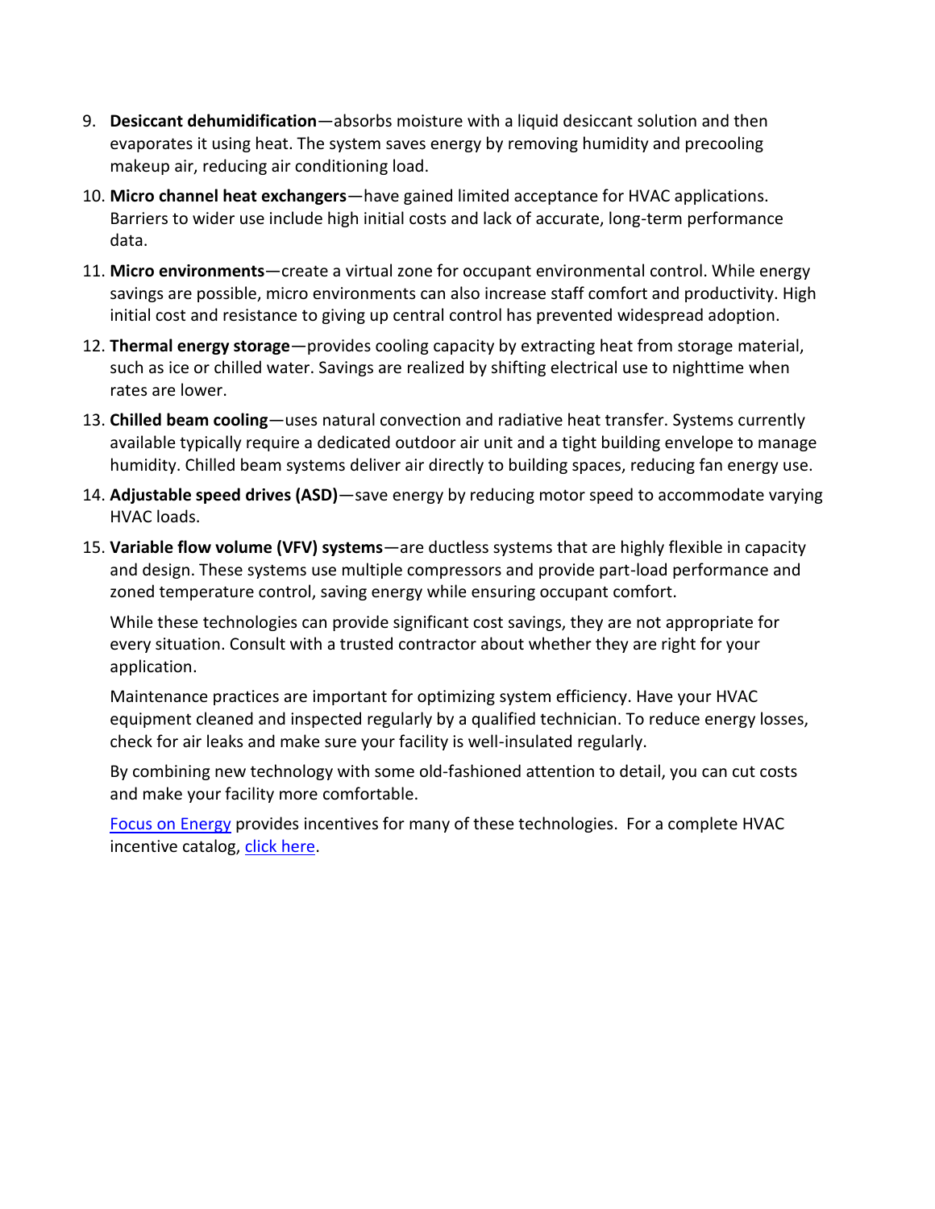9. **Desiccant dehumidification**—absorbs moisture with a liquid desiccant solution and then evaporates it using heat. The system saves energy by removing humidity and precooling makeup air, reducing air conditioning load.
10. **Micro channel heat exchangers**—have gained limited acceptance for HVAC applications. Barriers to wider use include high initial costs and lack of accurate, long-term performance data.
11. **Micro environments**—create a virtual zone for occupant environmental control. While energy savings are possible, micro environments can also increase staff comfort and productivity. High initial cost and resistance to giving up central control has prevented widespread adoption.
12. **Thermal energy storage**—provides cooling capacity by extracting heat from storage material, such as ice or chilled water. Savings are realized by shifting electrical use to nighttime when rates are lower.
13. **Chilled beam cooling**—uses natural convection and radiative heat transfer. Systems currently available typically require a dedicated outdoor air unit and a tight building envelope to manage humidity. Chilled beam systems deliver air directly to building spaces, reducing fan energy use.
14. **Adjustable speed drives (ASD)**—save energy by reducing motor speed to accommodate varying HVAC loads.
15. **Variable flow volume (VFV) systems**—are ductless systems that are highly flexible in capacity and design. These systems use multiple compressors and provide part-load performance and zoned temperature control, saving energy while ensuring occupant comfort.

While these technologies can provide significant cost savings, they are not appropriate for every situation. Consult with a trusted contractor about whether they are right for your application.

Maintenance practices are important for optimizing system efficiency. Have your HVAC equipment cleaned and inspected regularly by a qualified technician. To reduce energy losses, check for air leaks and make sure your facility is well-insulated regularly.

By combining new technology with some old-fashioned attention to detail, you can cut costs and make your facility more comfortable.

Focus on Energy provides incentives for many of these technologies. For a complete HVAC incentive catalog, click here.